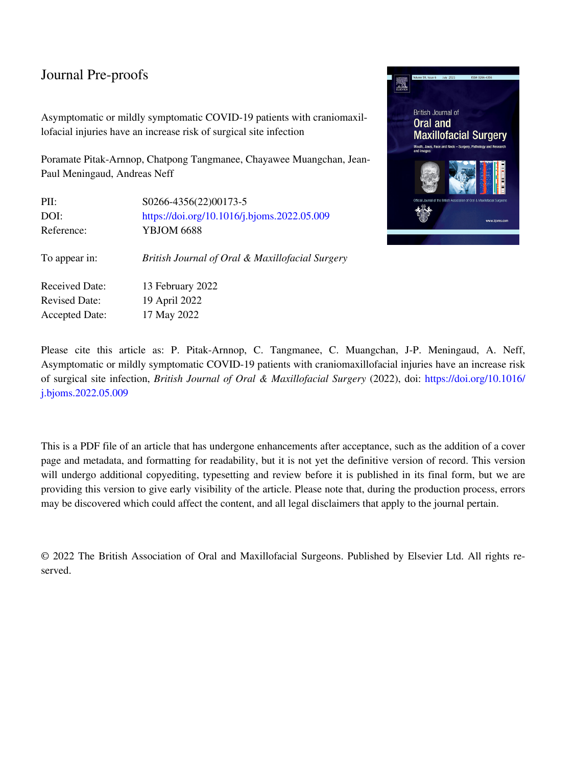Journal Pre-proofs

Asymptomatic or mildly symptomatic COVID-19 patients with craniomaxillofacial injuries have an increase risk of surgical site infection

Poramate Pitak-Arnnop, Chatpong Tangmanee, Chayawee Muangchan, Jean-Paul Meningaud, Andreas Neff

| | |
|---|---|
| PII: | S0266-4356(22)00173-5 |
| DOI: | https://doi.org/10.1016/j.bjoms.2022.05.009 |
| Reference: | YBJOM 6688 |
| To appear in: | *British Journal of Oral & Maxillofacial Surgery* |
| Received Date: | 13 February 2022 |
| Revised Date: | 19 April 2022 |
| Accepted Date: | 17 May 2022 |

Please cite this article as: P. Pitak-Arnnop, C. Tangmanee, C. Muangchan, J-P. Meningaud, A. Neff, Asymptomatic or mildly symptomatic COVID-19 patients with craniomaxillofacial injuries have an increase risk of surgical site infection, *British Journal of Oral & Maxillofacial Surgery* (2022), doi: https://doi.org/10.1016/j.bjoms.2022.05.009

This is a PDF file of an article that has undergone enhancements after acceptance, such as the addition of a cover page and metadata, and formatting for readability, but it is not yet the definitive version of record. This version will undergo additional copyediting, typesetting and review before it is published in its final form, but we are providing this version to give early visibility of the article. Please note that, during the production process, errors may be discovered which could affect the content, and all legal disclaimers that apply to the journal pertain.

© 2022 The British Association of Oral and Maxillofacial Surgeons. Published by Elsevier Ltd. All rights reserved.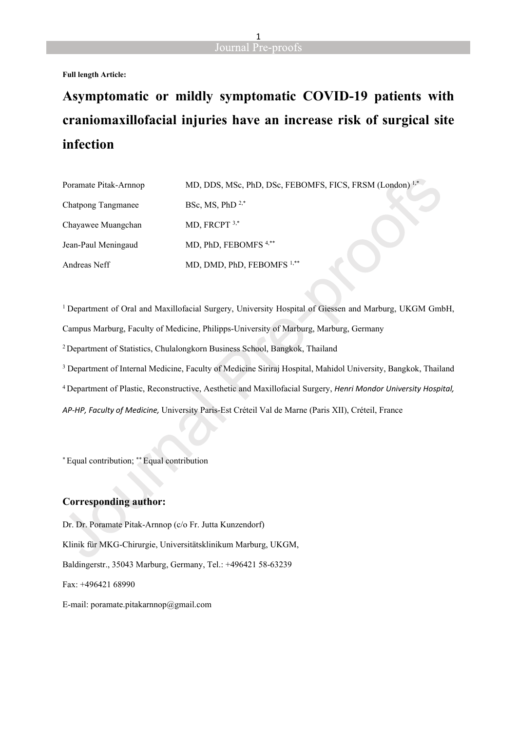**Full length Article:**

# Asymptomatic or mildly symptomatic COVID-19 patients with craniomaxillofacial injuries have an increase risk of surgical site infection

| | |
|---|---|
| Poramate Pitak-Arnnop | MD, DDS, MSc, PhD, DSc, FEBOMFS, FICS, FRSM (London) [1,*] |
| Chatpong Tangmanee | BSc, MS, PhD [2,*] |
| Chayawee Muangchan | MD, FRCPT [3,*] |
| Jean-Paul Meningaud | MD, PhD, FEBOMFS [4,**] |
| Andreas Neff | MD, DMD, PhD, FEBOMFS [1,**] |

[1] Department of Oral and Maxillofacial Surgery, University Hospital of Giessen and Marburg, UKGM GmbH, Campus Marburg, Faculty of Medicine, Philipps-University of Marburg, Marburg, Germany

[2] Department of Statistics, Chulalongkorn Business School, Bangkok, Thailand

[3] Department of Internal Medicine, Faculty of Medicine Siriraj Hospital, Mahidol University, Bangkok, Thailand

[4] Department of Plastic, Reconstructive, Aesthetic and Maxillofacial Surgery, *Henri Mondor University Hospital, AP-HP, Faculty of Medicine,* University Paris-Est Créteil Val de Marne (Paris XII), Créteil, France

[*] Equal contribution; [**] Equal contribution

## Corresponding author:

Dr. Dr. Poramate Pitak-Arnnop (c/o Fr. Jutta Kunzendorf)

Klinik für MKG-Chirurgie, Universitätsklinikum Marburg, UKGM,

Baldingerstr., 35043 Marburg, Germany, Tel.: +496421 58-63239

Fax: +496421 68990

E-mail: poramate.pitakarnnop@gmail.com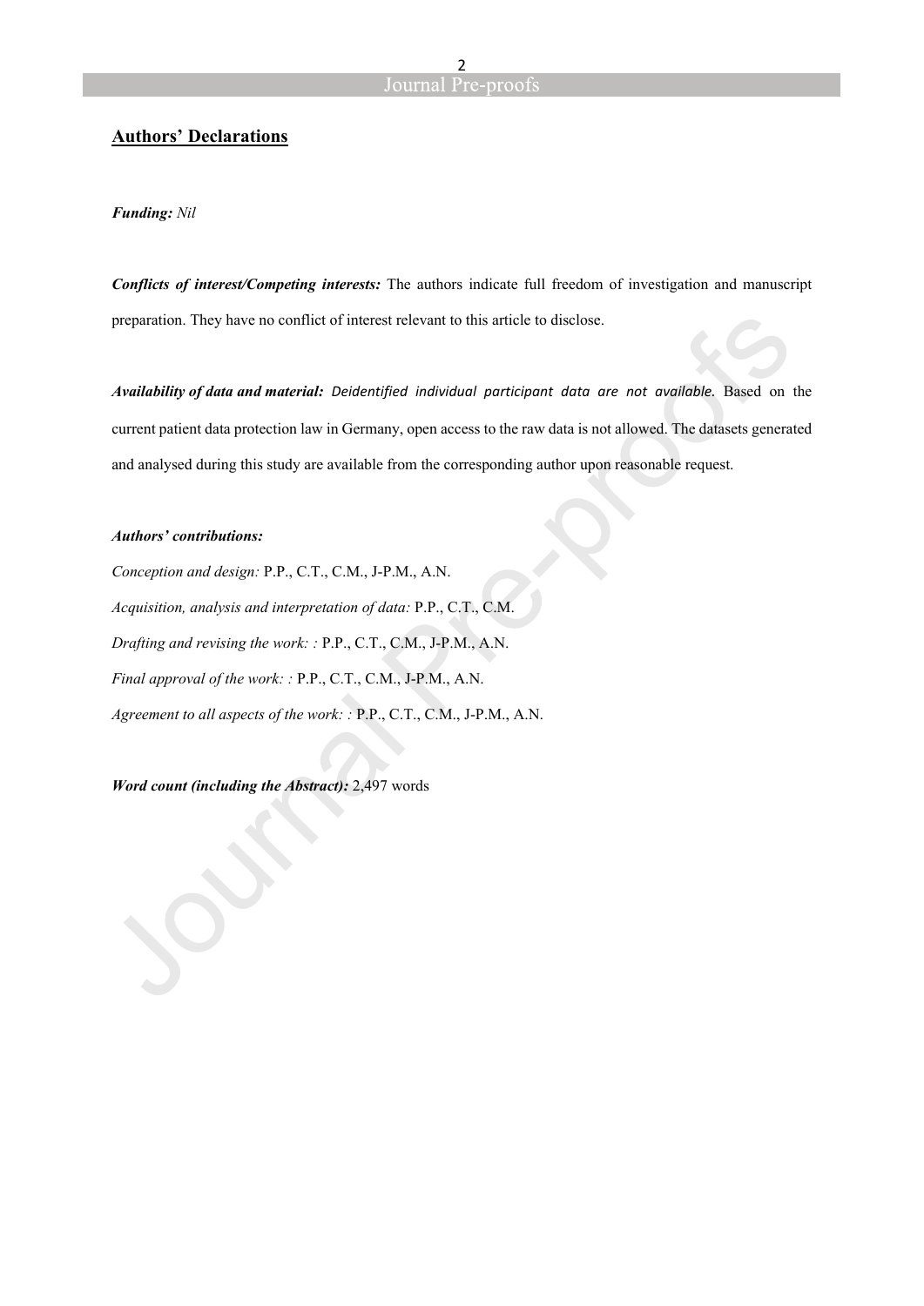## Authors' Declarations

***Funding:*** *Nil*

***Conflicts of interest/Competing interests:*** The authors indicate full freedom of investigation and manuscript preparation. They have no conflict of interest relevant to this article to disclose.

***Availability of data and material:*** *Deidentified individual participant data are not available.* Based on the current patient data protection law in Germany, open access to the raw data is not allowed. The datasets generated and analysed during this study are available from the corresponding author upon reasonable request.

***Authors' contributions:***

*Conception and design:* P.P., C.T., C.M., J-P.M., A.N.

*Acquisition, analysis and interpretation of data:* P.P., C.T., C.M.

*Drafting and revising the work: :* P.P., C.T., C.M., J-P.M., A.N.

*Final approval of the work: :* P.P., C.T., C.M., J-P.M., A.N.

*Agreement to all aspects of the work: :* P.P., C.T., C.M., J-P.M., A.N.

***Word count (including the Abstract):*** 2,497 words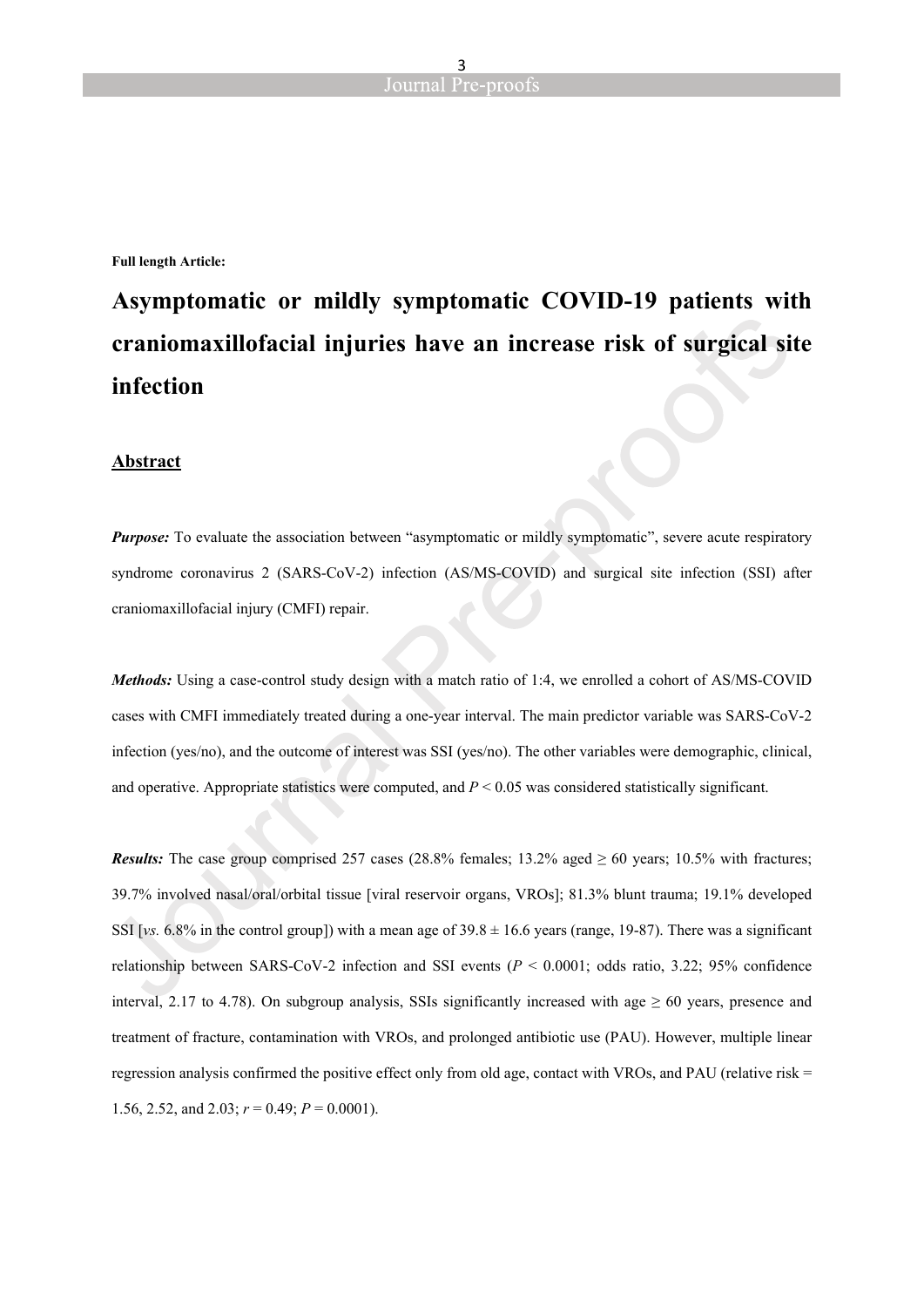**Full length Article:**

# Asymptomatic or mildly symptomatic COVID-19 patients with craniomaxillofacial injuries have an increase risk of surgical site infection

## Abstract

***Purpose:*** To evaluate the association between “asymptomatic or mildly symptomatic”, severe acute respiratory syndrome coronavirus 2 (SARS-CoV-2) infection (AS/MS-COVID) and surgical site infection (SSI) after craniomaxillofacial injury (CMFI) repair.

***Methods:*** Using a case-control study design with a match ratio of 1:4, we enrolled a cohort of AS/MS-COVID cases with CMFI immediately treated during a one-year interval. The main predictor variable was SARS-CoV-2 infection (yes/no), and the outcome of interest was SSI (yes/no). The other variables were demographic, clinical, and operative. Appropriate statistics were computed, and $P < 0.05$ was considered statistically significant.

***Results:*** The case group comprised 257 cases (28.8% females; 13.2% aged ≥ 60 years; 10.5% with fractures; 39.7% involved nasal/oral/orbital tissue [viral reservoir organs, VROs]; 81.3% blunt trauma; 19.1% developed SSI [*vs.* 6.8% in the control group]) with a mean age of 39.8 ± 16.6 years (range, 19-87). There was a significant relationship between SARS-CoV-2 infection and SSI events ($P < 0.0001$; odds ratio, 3.22; 95% confidence interval, 2.17 to 4.78). On subgroup analysis, SSIs significantly increased with age ≥ 60 years, presence and treatment of fracture, contamination with VROs, and prolonged antibiotic use (PAU). However, multiple linear regression analysis confirmed the positive effect only from old age, contact with VROs, and PAU (relative risk = 1.56, 2.52, and 2.03; $r = 0.49$; $P = 0.0001$).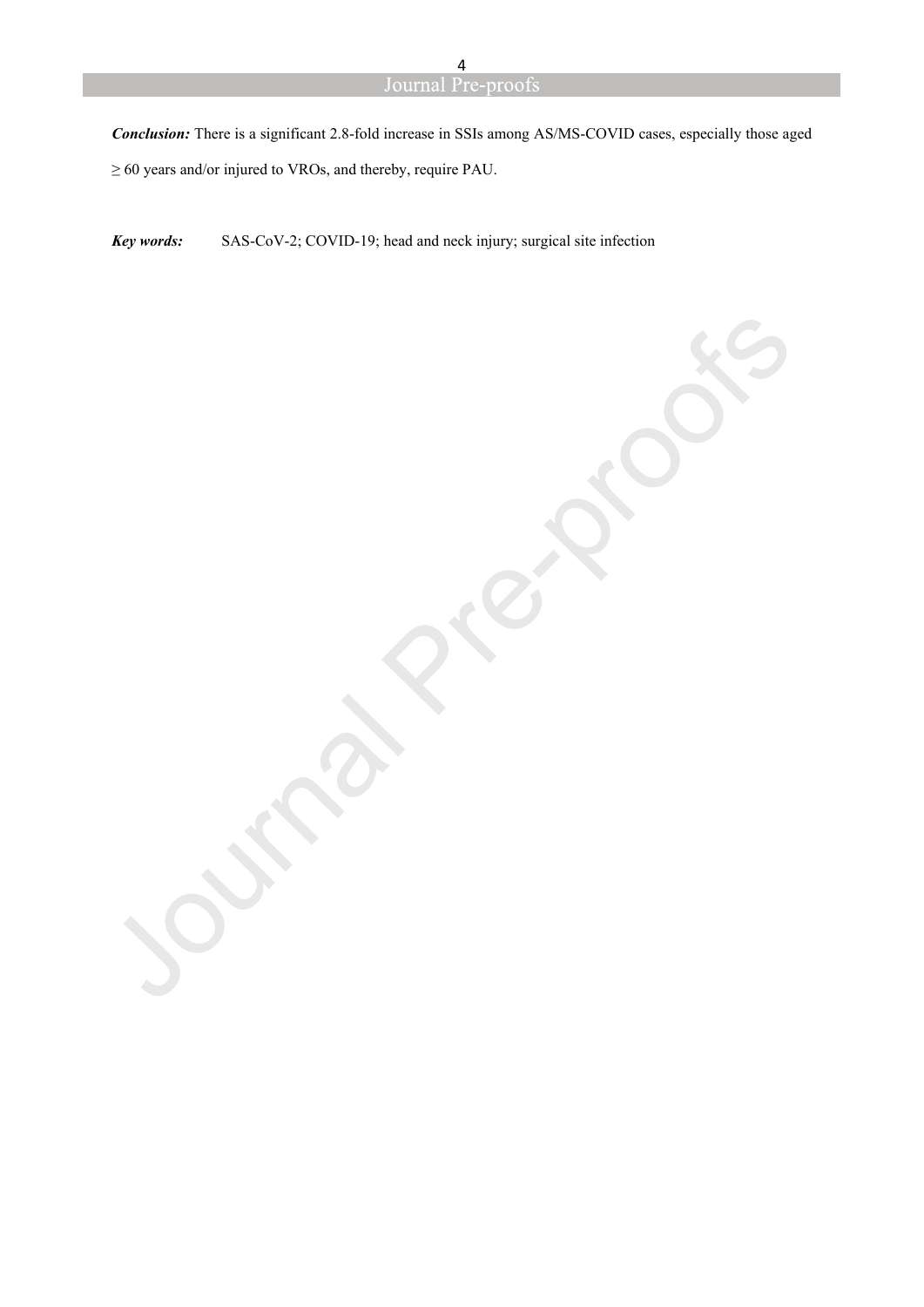***Conclusion:*** There is a significant 2.8-fold increase in SSIs among AS/MS-COVID cases, especially those aged ≥ 60 years and/or injured to VROs, and thereby, require PAU.

***Key words:*** SAS-CoV-2; COVID-19; head and neck injury; surgical site infection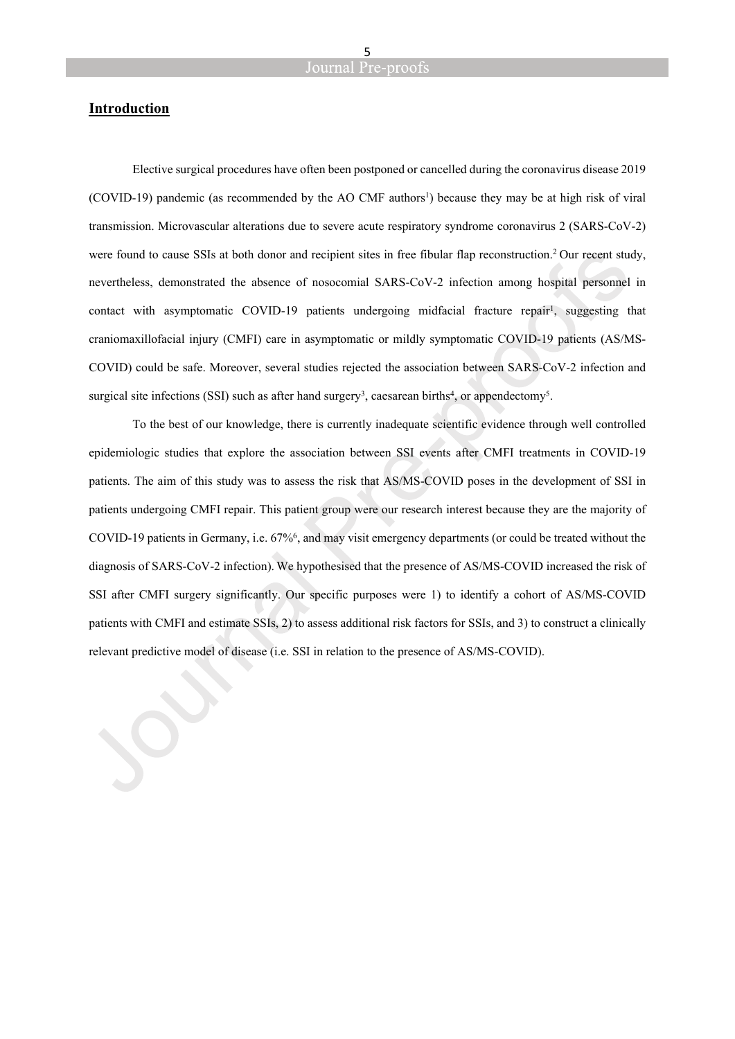## Introduction

Elective surgical procedures have often been postponed or cancelled during the coronavirus disease 2019 (COVID-19) pandemic (as recommended by the AO CMF authors[1]) because they may be at high risk of viral transmission. Microvascular alterations due to severe acute respiratory syndrome coronavirus 2 (SARS-CoV-2) were found to cause SSIs at both donor and recipient sites in free fibular flap reconstruction.[2] Our recent study, nevertheless, demonstrated the absence of nosocomial SARS-CoV-2 infection among hospital personnel in contact with asymptomatic COVID-19 patients undergoing midfacial fracture repair[1], suggesting that craniomaxillofacial injury (CMFI) care in asymptomatic or mildly symptomatic COVID-19 patients (AS/MS-COVID) could be safe. Moreover, several studies rejected the association between SARS-CoV-2 infection and surgical site infections (SSI) such as after hand surgery[3], caesarean births[4], or appendectomy[5].

To the best of our knowledge, there is currently inadequate scientific evidence through well controlled epidemiologic studies that explore the association between SSI events after CMFI treatments in COVID-19 patients. The aim of this study was to assess the risk that AS/MS-COVID poses in the development of SSI in patients undergoing CMFI repair. This patient group were our research interest because they are the majority of COVID-19 patients in Germany, i.e. 67%[6], and may visit emergency departments (or could be treated without the diagnosis of SARS-CoV-2 infection). We hypothesised that the presence of AS/MS-COVID increased the risk of SSI after CMFI surgery significantly. Our specific purposes were 1) to identify a cohort of AS/MS-COVID patients with CMFI and estimate SSIs, 2) to assess additional risk factors for SSIs, and 3) to construct a clinically relevant predictive model of disease (i.e. SSI in relation to the presence of AS/MS-COVID).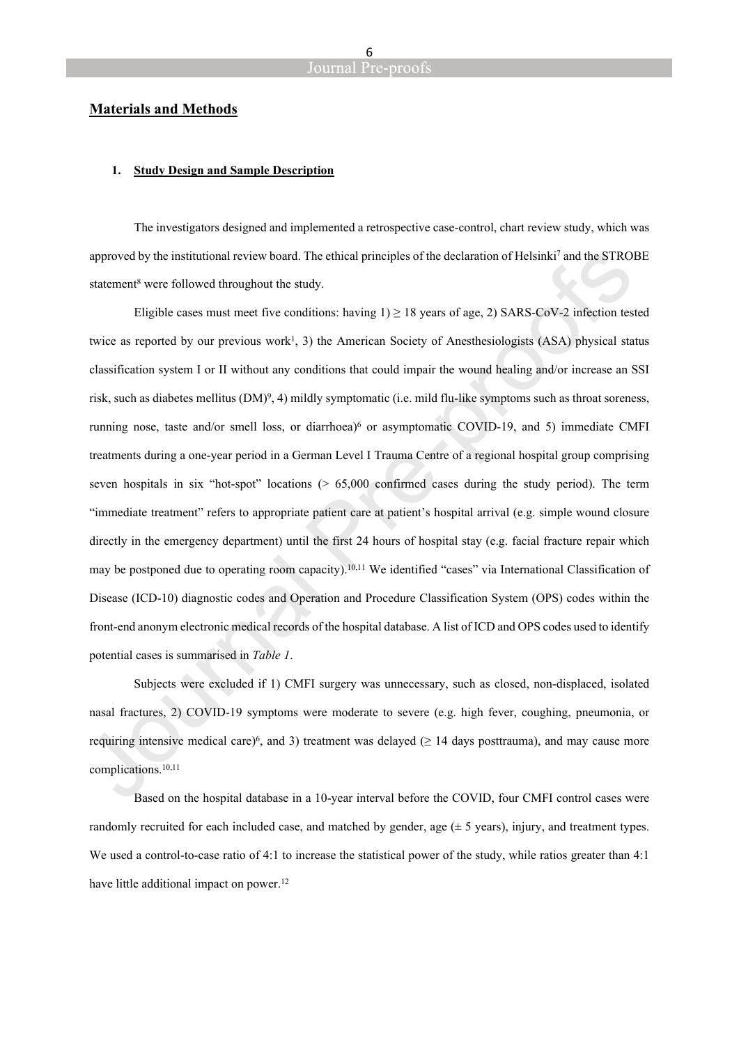## Materials and Methods

### 1. Study Design and Sample Description

The investigators designed and implemented a retrospective case-control, chart review study, which was approved by the institutional review board. The ethical principles of the declaration of Helsinki[7] and the STROBE statement[8] were followed throughout the study.

Eligible cases must meet five conditions: having 1) ≥ 18 years of age, 2) SARS-CoV-2 infection tested twice as reported by our previous work[1], 3) the American Society of Anesthesiologists (ASA) physical status classification system I or II without any conditions that could impair the wound healing and/or increase an SSI risk, such as diabetes mellitus (DM)[9], 4) mildly symptomatic (i.e. mild flu-like symptoms such as throat soreness, running nose, taste and/or smell loss, or diarrhoea)[6] or asymptomatic COVID-19, and 5) immediate CMFI treatments during a one-year period in a German Level I Trauma Centre of a regional hospital group comprising seven hospitals in six "hot-spot" locations (> 65,000 confirmed cases during the study period). The term "immediate treatment" refers to appropriate patient care at patient's hospital arrival (e.g. simple wound closure directly in the emergency department) until the first 24 hours of hospital stay (e.g. facial fracture repair which may be postponed due to operating room capacity).[10,11] We identified "cases" via International Classification of Disease (ICD-10) diagnostic codes and Operation and Procedure Classification System (OPS) codes within the front-end anonym electronic medical records of the hospital database. A list of ICD and OPS codes used to identify potential cases is summarised in *Table 1*.

Subjects were excluded if 1) CMFI surgery was unnecessary, such as closed, non-displaced, isolated nasal fractures, 2) COVID-19 symptoms were moderate to severe (e.g. high fever, coughing, pneumonia, or requiring intensive medical care)[6], and 3) treatment was delayed (≥ 14 days posttrauma), and may cause more complications.[10,11]

Based on the hospital database in a 10-year interval before the COVID, four CMFI control cases were randomly recruited for each included case, and matched by gender, age (± 5 years), injury, and treatment types. We used a control-to-case ratio of 4:1 to increase the statistical power of the study, while ratios greater than 4:1 have little additional impact on power.[12]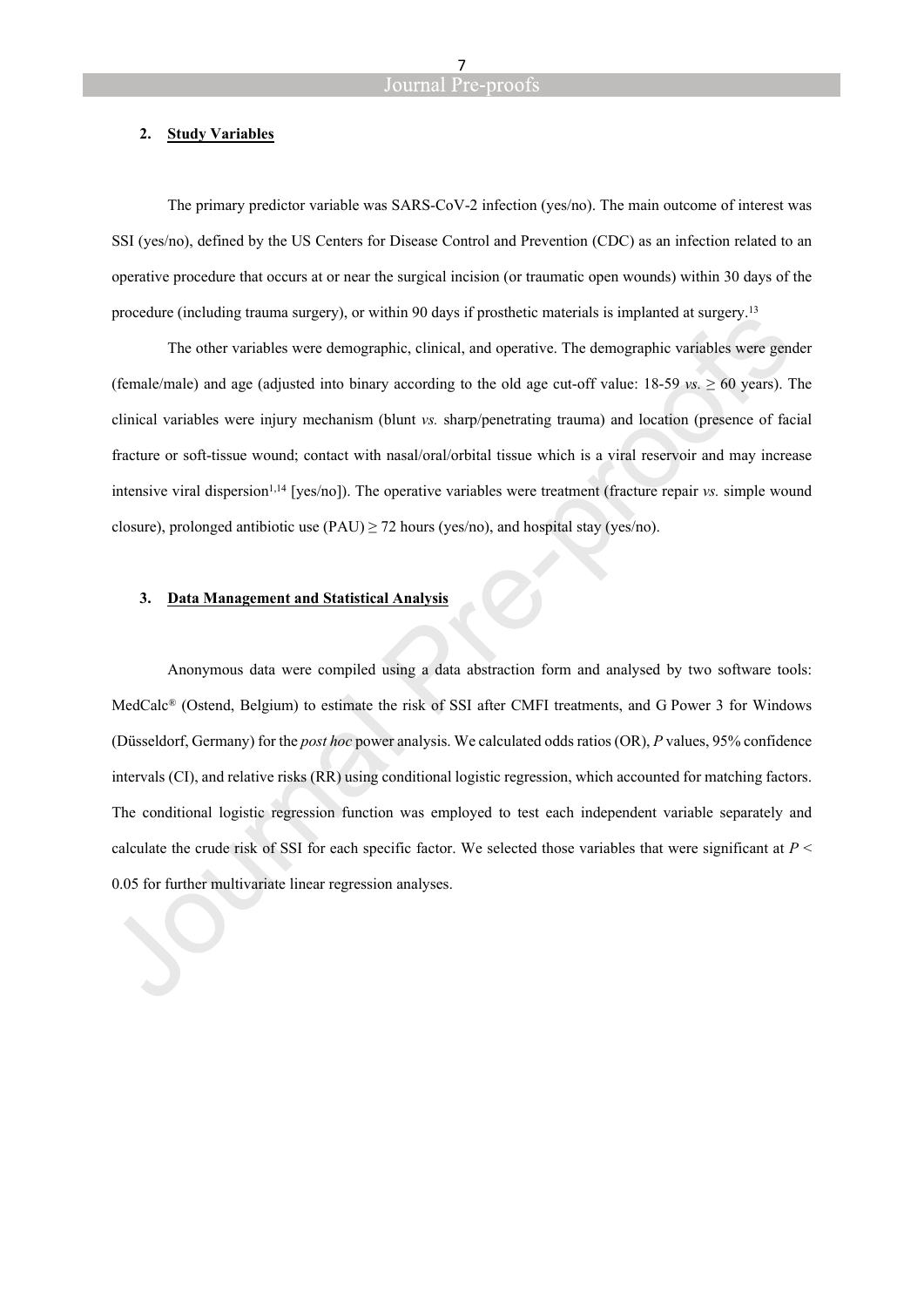## 2. Study Variables

The primary predictor variable was SARS-CoV-2 infection (yes/no). The main outcome of interest was SSI (yes/no), defined by the US Centers for Disease Control and Prevention (CDC) as an infection related to an operative procedure that occurs at or near the surgical incision (or traumatic open wounds) within 30 days of the procedure (including trauma surgery), or within 90 days if prosthetic materials is implanted at surgery.[13]

The other variables were demographic, clinical, and operative. The demographic variables were gender (female/male) and age (adjusted into binary according to the old age cut-off value: 18-59 *vs.* ≥ 60 years). The clinical variables were injury mechanism (blunt *vs.* sharp/penetrating trauma) and location (presence of facial fracture or soft-tissue wound; contact with nasal/oral/orbital tissue which is a viral reservoir and may increase intensive viral dispersion[1,14] [yes/no]). The operative variables were treatment (fracture repair *vs.* simple wound closure), prolonged antibiotic use (PAU) ≥ 72 hours (yes/no), and hospital stay (yes/no).

## 3. Data Management and Statistical Analysis

Anonymous data were compiled using a data abstraction form and analysed by two software tools: MedCalc® (Ostend, Belgium) to estimate the risk of SSI after CMFI treatments, and G Power 3 for Windows (Düsseldorf, Germany) for the *post hoc* power analysis. We calculated odds ratios (OR), *P* values, 95% confidence intervals (CI), and relative risks (RR) using conditional logistic regression, which accounted for matching factors. The conditional logistic regression function was employed to test each independent variable separately and calculate the crude risk of SSI for each specific factor. We selected those variables that were significant at $P < 0.05$ for further multivariate linear regression analyses.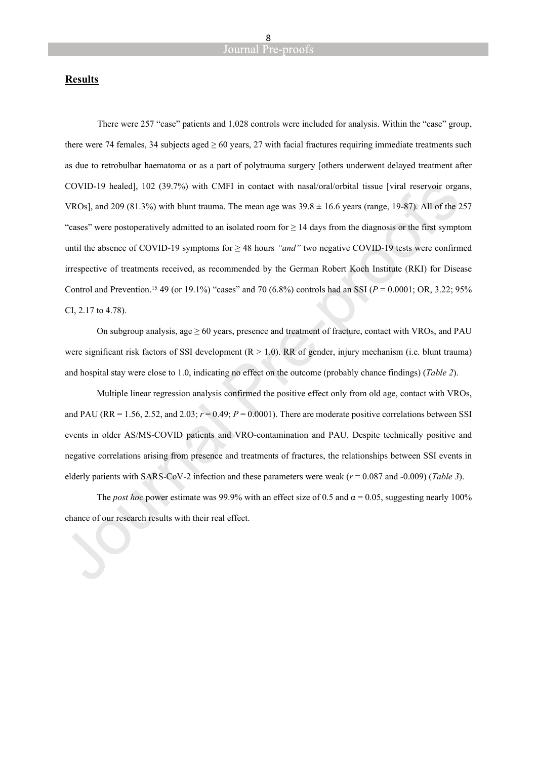## Results

There were 257 "case" patients and 1,028 controls were included for analysis. Within the "case" group, there were 74 females, 34 subjects aged ≥ 60 years, 27 with facial fractures requiring immediate treatments such as due to retrobulbar haematoma or as a part of polytrauma surgery [others underwent delayed treatment after COVID-19 healed], 102 (39.7%) with CMFI in contact with nasal/oral/orbital tissue [viral reservoir organs, VROs], and 209 (81.3%) with blunt trauma. The mean age was 39.8 ± 16.6 years (range, 19-87). All of the 257 "cases" were postoperatively admitted to an isolated room for ≥ 14 days from the diagnosis or the first symptom until the absence of COVID-19 symptoms for ≥ 48 hours *"and"* two negative COVID-19 tests were confirmed irrespective of treatments received, as recommended by the German Robert Koch Institute (RKI) for Disease Control and Prevention.[15] 49 (or 19.1%) "cases" and 70 (6.8%) controls had an SSI ($P$ = 0.0001; OR, 3.22; 95% CI, 2.17 to 4.78).

On subgroup analysis, age ≥ 60 years, presence and treatment of fracture, contact with VROs, and PAU were significant risk factors of SSI development (R > 1.0). RR of gender, injury mechanism (i.e. blunt trauma) and hospital stay were close to 1.0, indicating no effect on the outcome (probably chance findings) (*Table 2*).

Multiple linear regression analysis confirmed the positive effect only from old age, contact with VROs, and PAU (RR = 1.56, 2.52, and 2.03; $r$ = 0.49; $P$ = 0.0001). There are moderate positive correlations between SSI events in older AS/MS-COVID patients and VRO-contamination and PAU. Despite technically positive and negative correlations arising from presence and treatments of fractures, the relationships between SSI events in elderly patients with SARS-CoV-2 infection and these parameters were weak ($r$ = 0.087 and -0.009) (*Table 3*).

The *post hoc* power estimate was 99.9% with an effect size of 0.5 and $\alpha$ = 0.05, suggesting nearly 100% chance of our research results with their real effect.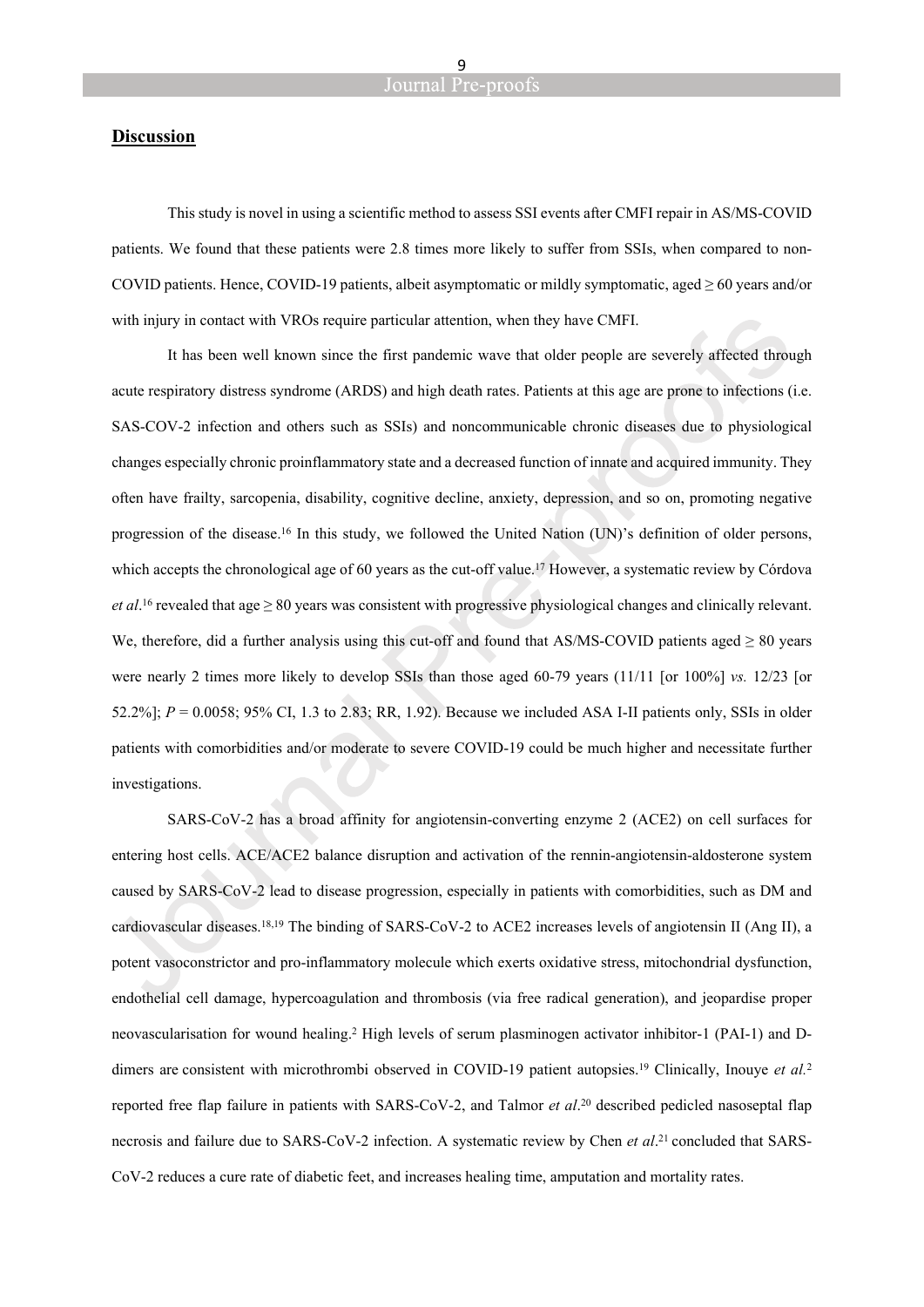## Discussion

This study is novel in using a scientific method to assess SSI events after CMFI repair in AS/MS-COVID patients. We found that these patients were 2.8 times more likely to suffer from SSIs, when compared to non-COVID patients. Hence, COVID-19 patients, albeit asymptomatic or mildly symptomatic, aged ≥ 60 years and/or with injury in contact with VROs require particular attention, when they have CMFI.

It has been well known since the first pandemic wave that older people are severely affected through acute respiratory distress syndrome (ARDS) and high death rates. Patients at this age are prone to infections (i.e. SAS-COV-2 infection and others such as SSIs) and noncommunicable chronic diseases due to physiological changes especially chronic proinflammatory state and a decreased function of innate and acquired immunity. They often have frailty, sarcopenia, disability, cognitive decline, anxiety, depression, and so on, promoting negative progression of the disease.[16] In this study, we followed the United Nation (UN)'s definition of older persons, which accepts the chronological age of 60 years as the cut-off value.[17] However, a systematic review by Córdova *et al*.[16] revealed that age ≥ 80 years was consistent with progressive physiological changes and clinically relevant. We, therefore, did a further analysis using this cut-off and found that AS/MS-COVID patients aged ≥ 80 years were nearly 2 times more likely to develop SSIs than those aged 60-79 years (11/11 [or 100%] *vs.* 12/23 [or 52.2%]; $P = 0.0058$; 95% CI, 1.3 to 2.83; RR, 1.92). Because we included ASA I-II patients only, SSIs in older patients with comorbidities and/or moderate to severe COVID-19 could be much higher and necessitate further investigations.

SARS-CoV-2 has a broad affinity for angiotensin-converting enzyme 2 (ACE2) on cell surfaces for entering host cells. ACE/ACE2 balance disruption and activation of the rennin-angiotensin-aldosterone system caused by SARS-CoV-2 lead to disease progression, especially in patients with comorbidities, such as DM and cardiovascular diseases.[18,19] The binding of SARS-CoV-2 to ACE2 increases levels of angiotensin II (Ang II), a potent vasoconstrictor and pro-inflammatory molecule which exerts oxidative stress, mitochondrial dysfunction, endothelial cell damage, hypercoagulation and thrombosis (via free radical generation), and jeopardise proper neovascularisation for wound healing.[2] High levels of serum plasminogen activator inhibitor-1 (PAI-1) and D-dimers are consistent with microthrombi observed in COVID-19 patient autopsies.[19] Clinically, Inouye *et al.*[2] reported free flap failure in patients with SARS-CoV-2, and Talmor *et al*.[20] described pedicled nasoseptal flap necrosis and failure due to SARS-CoV-2 infection. A systematic review by Chen *et al*.[21] concluded that SARS-CoV-2 reduces a cure rate of diabetic feet, and increases healing time, amputation and mortality rates.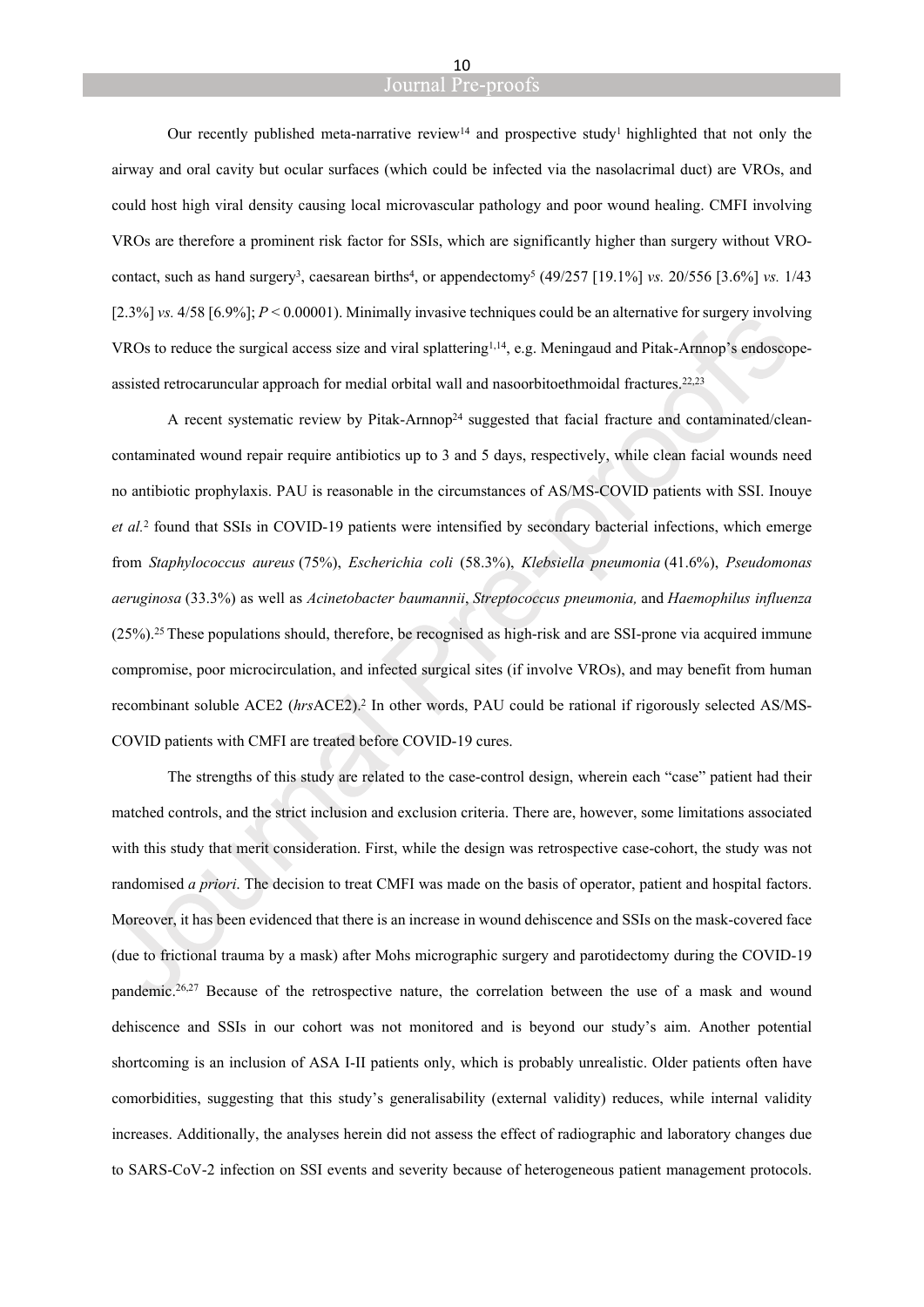Our recently published meta-narrative review[14] and prospective study[1] highlighted that not only the airway and oral cavity but ocular surfaces (which could be infected via the nasolacrimal duct) are VROs, and could host high viral density causing local microvascular pathology and poor wound healing. CMFI involving VROs are therefore a prominent risk factor for SSIs, which are significantly higher than surgery without VRO-contact, such as hand surgery[3], caesarean births[4], or appendectomy[5] (49/257 [19.1%] *vs.* 20/556 [3.6%] *vs.* 1/43 [2.3%] *vs.* 4/58 [6.9%]; $P < 0.00001$). Minimally invasive techniques could be an alternative for surgery involving VROs to reduce the surgical access size and viral splattering[1,14], e.g. Meningaud and Pitak-Arnnop's endoscope-assisted retrocaruncular approach for medial orbital wall and nasoorbitoethmoidal fractures.[22,23]

A recent systematic review by Pitak-Arnnop[24] suggested that facial fracture and contaminated/clean-contaminated wound repair require antibiotics up to 3 and 5 days, respectively, while clean facial wounds need no antibiotic prophylaxis. PAU is reasonable in the circumstances of AS/MS-COVID patients with SSI. Inouye *et al.*[2] found that SSIs in COVID-19 patients were intensified by secondary bacterial infections, which emerge from *Staphylococcus aureus* (75%), *Escherichia coli* (58.3%), *Klebsiella pneumonia* (41.6%), *Pseudomonas aeruginosa* (33.3%) as well as *Acinetobacter baumannii*, *Streptococcus pneumonia,* and *Haemophilus influenza* (25%).[25] These populations should, therefore, be recognised as high-risk and are SSI-prone via acquired immune compromise, poor microcirculation, and infected surgical sites (if involve VROs), and may benefit from human recombinant soluble ACE2 (*hrs*ACE2).[2] In other words, PAU could be rational if rigorously selected AS/MS-COVID patients with CMFI are treated before COVID-19 cures.

The strengths of this study are related to the case-control design, wherein each "case" patient had their matched controls, and the strict inclusion and exclusion criteria. There are, however, some limitations associated with this study that merit consideration. First, while the design was retrospective case-cohort, the study was not randomised *a priori*. The decision to treat CMFI was made on the basis of operator, patient and hospital factors. Moreover, it has been evidenced that there is an increase in wound dehiscence and SSIs on the mask-covered face (due to frictional trauma by a mask) after Mohs micrographic surgery and parotidectomy during the COVID-19 pandemic.[26,27] Because of the retrospective nature, the correlation between the use of a mask and wound dehiscence and SSIs in our cohort was not monitored and is beyond our study's aim. Another potential shortcoming is an inclusion of ASA I-II patients only, which is probably unrealistic. Older patients often have comorbidities, suggesting that this study's generalisability (external validity) reduces, while internal validity increases. Additionally, the analyses herein did not assess the effect of radiographic and laboratory changes due to SARS-CoV-2 infection on SSI events and severity because of heterogeneous patient management protocols.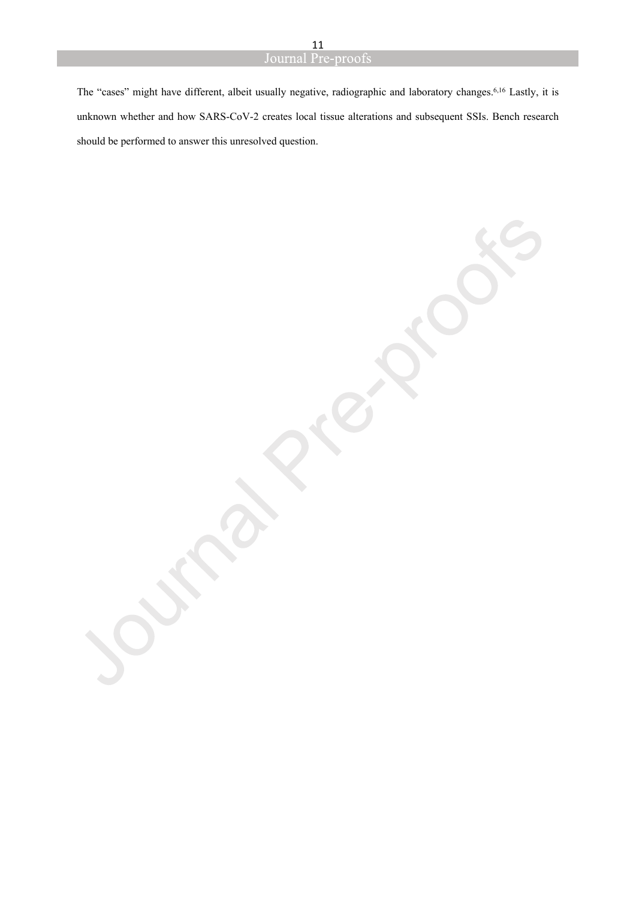The "cases" might have different, albeit usually negative, radiographic and laboratory changes.[6,16] Lastly, it is unknown whether and how SARS-CoV-2 creates local tissue alterations and subsequent SSIs. Bench research should be performed to answer this unresolved question.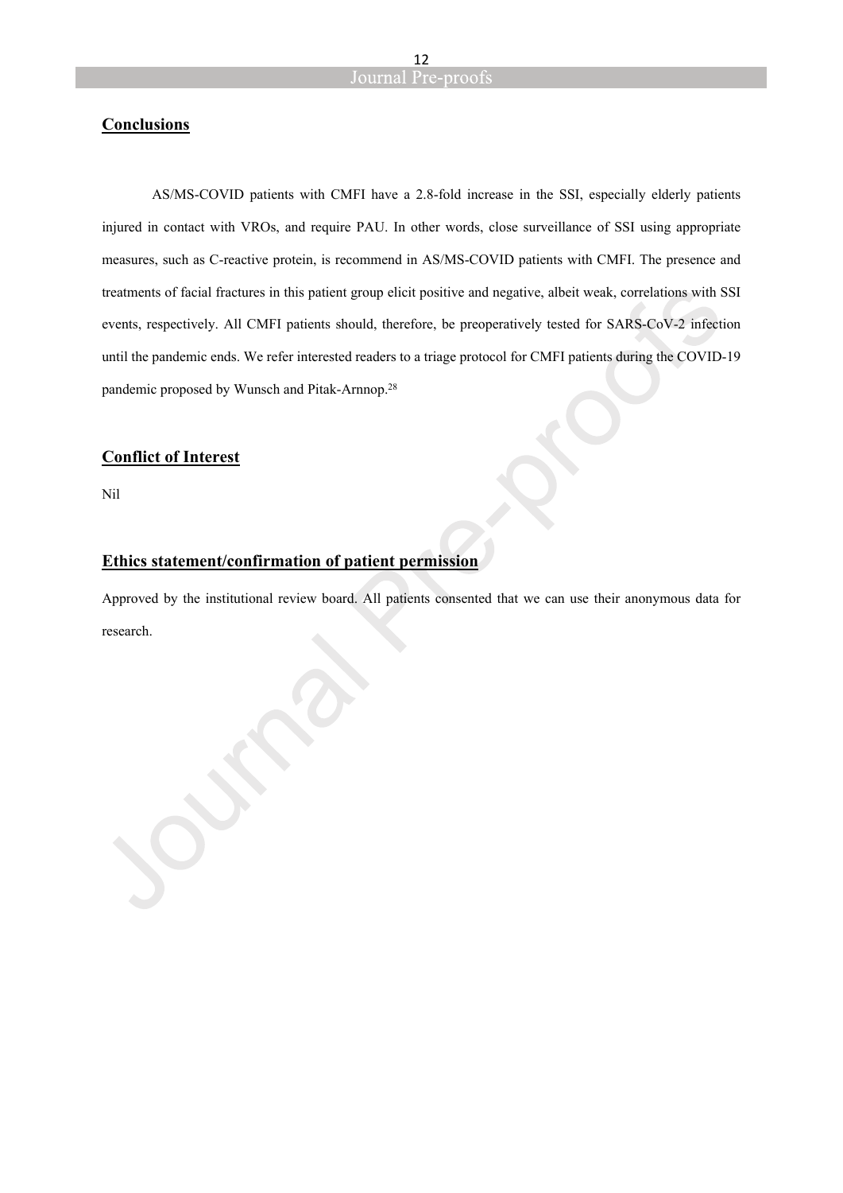## Conclusions

AS/MS-COVID patients with CMFI have a 2.8-fold increase in the SSI, especially elderly patients injured in contact with VROs, and require PAU. In other words, close surveillance of SSI using appropriate measures, such as C-reactive protein, is recommend in AS/MS-COVID patients with CMFI. The presence and treatments of facial fractures in this patient group elicit positive and negative, albeit weak, correlations with SSI events, respectively. All CMFI patients should, therefore, be preoperatively tested for SARS-CoV-2 infection until the pandemic ends. We refer interested readers to a triage protocol for CMFI patients during the COVID-19 pandemic proposed by Wunsch and Pitak-Arnnop.[28]

## Conflict of Interest

Nil

## Ethics statement/confirmation of patient permission

Approved by the institutional review board. All patients consented that we can use their anonymous data for research.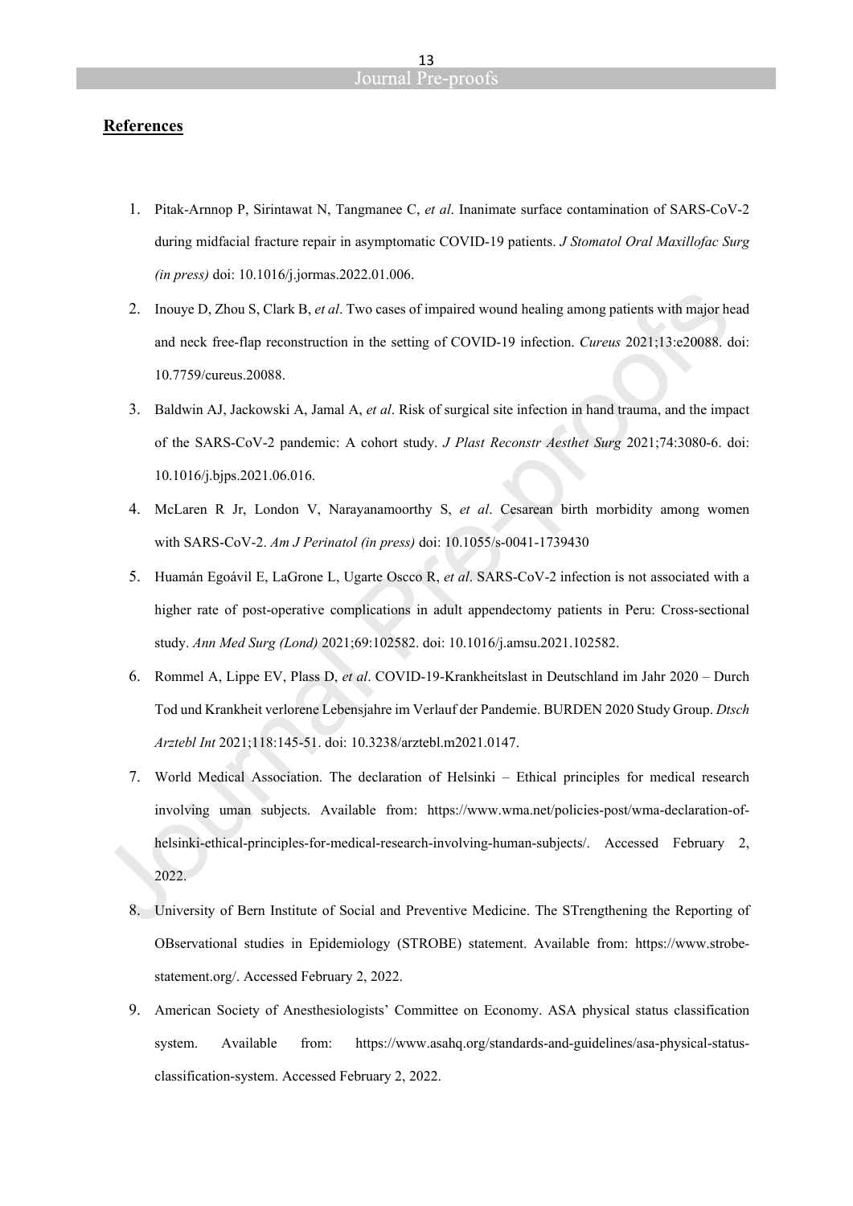## References

1. Pitak-Arnnop P, Sirintawat N, Tangmanee C, *et al*. Inanimate surface contamination of SARS-CoV-2 during midfacial fracture repair in asymptomatic COVID-19 patients. *J Stomatol Oral Maxillofac Surg (in press)* doi: 10.1016/j.jormas.2022.01.006.
2. Inouye D, Zhou S, Clark B, *et al*. Two cases of impaired wound healing among patients with major head and neck free-flap reconstruction in the setting of COVID-19 infection. *Cureus* 2021;13:e20088. doi: 10.7759/cureus.20088.
3. Baldwin AJ, Jackowski A, Jamal A, *et al*. Risk of surgical site infection in hand trauma, and the impact of the SARS-CoV-2 pandemic: A cohort study. *J Plast Reconstr Aesthet Surg* 2021;74:3080-6. doi: 10.1016/j.bjps.2021.06.016.
4. McLaren R Jr, London V, Narayanamoorthy S, *et al*. Cesarean birth morbidity among women with SARS-CoV-2. *Am J Perinatol (in press)* doi: 10.1055/s-0041-1739430
5. Huamán Egoávil E, LaGrone L, Ugarte Oscco R, *et al*. SARS-CoV-2 infection is not associated with a higher rate of post-operative complications in adult appendectomy patients in Peru: Cross-sectional study. *Ann Med Surg (Lond)* 2021;69:102582. doi: 10.1016/j.amsu.2021.102582.
6. Rommel A, Lippe EV, Plass D, *et al*. COVID-19-Krankheitslast in Deutschland im Jahr 2020 – Durch Tod und Krankheit verlorene Lebensjahre im Verlauf der Pandemie. BURDEN 2020 Study Group. *Dtsch Arztebl Int* 2021;118:145-51. doi: 10.3238/arztebl.m2021.0147.
7. World Medical Association. The declaration of Helsinki – Ethical principles for medical research involving uman subjects. Available from: https://www.wma.net/policies-post/wma-declaration-of-helsinki-ethical-principles-for-medical-research-involving-human-subjects/. Accessed February 2, 2022.
8. University of Bern Institute of Social and Preventive Medicine. The STrengthening the Reporting of OBservational studies in Epidemiology (STROBE) statement. Available from: https://www.strobe-statement.org/. Accessed February 2, 2022.
9. American Society of Anesthesiologists' Committee on Economy. ASA physical status classification system. Available from: https://www.asahq.org/standards-and-guidelines/asa-physical-status-classification-system. Accessed February 2, 2022.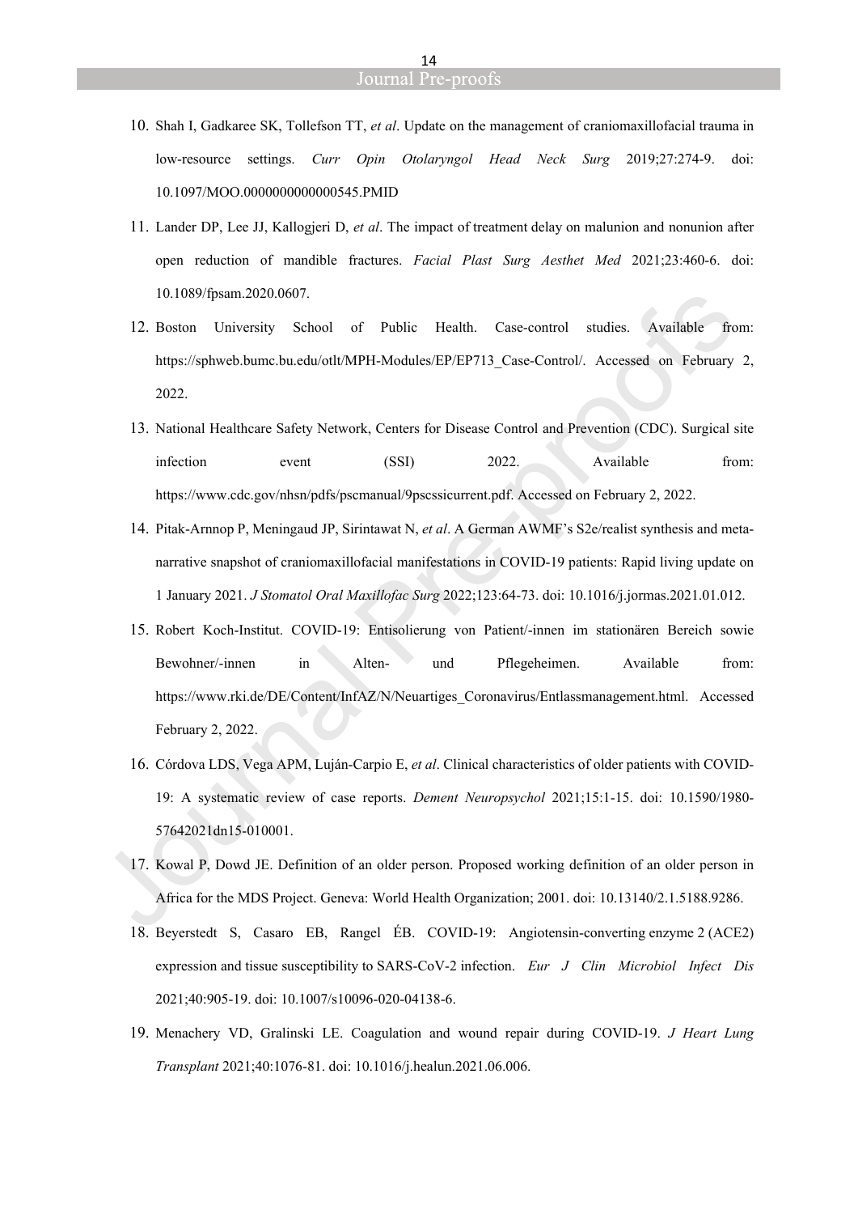10. Shah I, Gadkaree SK, Tollefson TT, *et al*. Update on the management of craniomaxillofacial trauma in low-resource settings. *Curr Opin Otolaryngol Head Neck Surg* 2019;27:274-9. doi: 10.1097/MOO.0000000000000545.PMID

11. Lander DP, Lee JJ, Kallogjeri D, *et al*. The impact of treatment delay on malunion and nonunion after open reduction of mandible fractures. *Facial Plast Surg Aesthet Med* 2021;23:460-6. doi: 10.1089/fpsam.2020.0607.

12. Boston University School of Public Health. Case-control studies. Available from: https://sphweb.bumc.bu.edu/otlt/MPH-Modules/EP/EP713_Case-Control/. Accessed on February 2, 2022.

13. National Healthcare Safety Network, Centers for Disease Control and Prevention (CDC). Surgical site infection event (SSI) 2022. Available from: https://www.cdc.gov/nhsn/pdfs/pscmanual/9pscssicurrent.pdf. Accessed on February 2, 2022.

14. Pitak-Arnnop P, Meningaud JP, Sirintawat N, *et al*. A German AWMF's S2e/realist synthesis and meta-narrative snapshot of craniomaxillofacial manifestations in COVID-19 patients: Rapid living update on 1 January 2021. *J Stomatol Oral Maxillofac Surg* 2022;123:64-73. doi: 10.1016/j.jormas.2021.01.012.

15. Robert Koch-Institut. COVID-19: Entisolierung von Patient/-innen im stationären Bereich sowie Bewohner/-innen in Alten- und Pflegeheimen. Available from: https://www.rki.de/DE/Content/InfAZ/N/Neuartiges_Coronavirus/Entlassmanagement.html. Accessed February 2, 2022.

16. Córdova LDS, Vega APM, Luján-Carpio E, *et al*. Clinical characteristics of older patients with COVID-19: A systematic review of case reports. *Dement Neuropsychol* 2021;15:1-15. doi: 10.1590/1980-57642021dn15-010001.

17. Kowal P, Dowd JE. Definition of an older person. Proposed working definition of an older person in Africa for the MDS Project. Geneva: World Health Organization; 2001. doi: 10.13140/2.1.5188.9286.

18. Beyerstedt S, Casaro EB, Rangel ÉB. COVID-19: Angiotensin-converting enzyme 2 (ACE2) expression and tissue susceptibility to SARS-CoV-2 infection. *Eur J Clin Microbiol Infect Dis* 2021;40:905-19. doi: 10.1007/s10096-020-04138-6.

19. Menachery VD, Gralinski LE. Coagulation and wound repair during COVID-19. *J Heart Lung Transplant* 2021;40:1076-81. doi: 10.1016/j.healun.2021.06.006.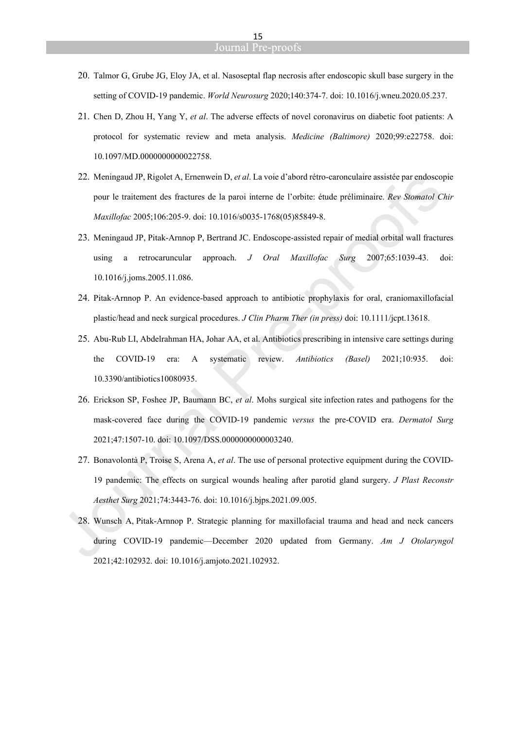20. Talmor G, Grube JG, Eloy JA, et al. Nasoseptal flap necrosis after endoscopic skull base surgery in the setting of COVID-19 pandemic. *World Neurosurg* 2020;140:374-7. doi: 10.1016/j.wneu.2020.05.237.

21. Chen D, Zhou H, Yang Y, *et al*. The adverse effects of novel coronavirus on diabetic foot patients: A protocol for systematic review and meta analysis. *Medicine (Baltimore)* 2020;99:e22758. doi: 10.1097/MD.0000000000022758.

22. Meningaud JP, Rigolet A, Ernenwein D, *et al*. La voie d'abord rétro-caronculaire assistée par endoscopie pour le traitement des fractures de la paroi interne de l'orbite: étude préliminaire. *Rev Stomatol Chir Maxillofac* 2005;106:205-9. doi: 10.1016/s0035-1768(05)85849-8.

23. Meningaud JP, Pitak-Arnnop P, Bertrand JC. Endoscope-assisted repair of medial orbital wall fractures using a retrocaruncular approach. *J Oral Maxillofac Surg* 2007;65:1039-43. doi: 10.1016/j.joms.2005.11.086.

24. Pitak-Arnnop P. An evidence-based approach to antibiotic prophylaxis for oral, craniomaxillofacial plastic/head and neck surgical procedures. *J Clin Pharm Ther (in press)* doi: 10.1111/jcpt.13618.

25. Abu-Rub LI, Abdelrahman HA, Johar AA, et al. Antibiotics prescribing in intensive care settings during the COVID-19 era: A systematic review. *Antibiotics (Basel)* 2021;10:935. doi: 10.3390/antibiotics10080935.

26. Erickson SP, Foshee JP, Baumann BC, *et al*. Mohs surgical site infection rates and pathogens for the mask-covered face during the COVID-19 pandemic *versus* the pre-COVID era. *Dermatol Surg* 2021;47:1507-10. doi: 10.1097/DSS.0000000000003240.

27. Bonavolontà P, Troise S, Arena A, *et al*. The use of personal protective equipment during the COVID-19 pandemic: The effects on surgical wounds healing after parotid gland surgery. *J Plast Reconstr Aesthet Surg* 2021;74:3443-76. doi: 10.1016/j.bjps.2021.09.005.

28. Wunsch A, Pitak-Arnnop P. Strategic planning for maxillofacial trauma and head and neck cancers during COVID-19 pandemic—December 2020 updated from Germany. *Am J Otolaryngol* 2021;42:102932. doi: 10.1016/j.amjoto.2021.102932.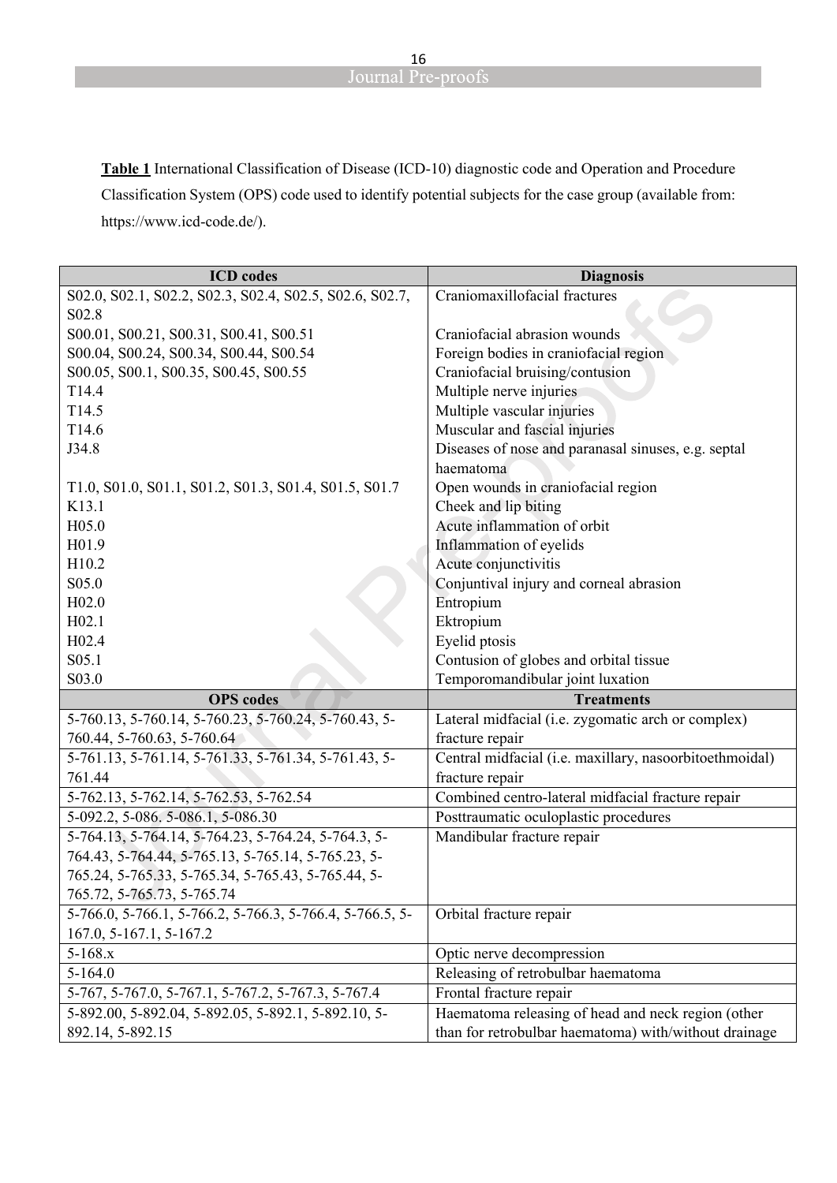**Table 1** International Classification of Disease (ICD-10) diagnostic code and Operation and Procedure Classification System (OPS) code used to identify potential subjects for the case group (available from: https://www.icd-code.de/).

| ICD codes | Diagnosis |
|---|---|
| S02.0, S02.1, S02.2, S02.3, S02.4, S02.5, S02.6, S02.7, S02.8 | Craniomaxillofacial fractures |
| S00.01, S00.21, S00.31, S00.41, S00.51 | Craniofacial abrasion wounds |
| S00.04, S00.24, S00.34, S00.44, S00.54 | Foreign bodies in craniofacial region |
| S00.05, S00.1, S00.35, S00.45, S00.55 | Craniofacial bruising/contusion |
| T14.4 | Multiple nerve injuries |
| T14.5 | Multiple vascular injuries |
| T14.6 | Muscular and fascial injuries |
| J34.8 | Diseases of nose and paranasal sinuses, e.g. septal haematoma |
| T1.0, S01.0, S01.1, S01.2, S01.3, S01.4, S01.5, S01.7 | Open wounds in craniofacial region |
| K13.1 | Cheek and lip biting |
| H05.0 | Acute inflammation of orbit |
| H01.9 | Inflammation of eyelids |
| H10.2 | Acute conjunctivitis |
| S05.0 | Conjuntival injury and corneal abrasion |
| H02.0 | Entropium |
| H02.1 | Ektropium |
| H02.4 | Eyelid ptosis |
| S05.1 | Contusion of globes and orbital tissue |
| S03.0 | Temporomandibular joint luxation |
| **OPS codes** | **Treatments** |
| 5-760.13, 5-760.14, 5-760.23, 5-760.24, 5-760.43, 5-760.44, 5-760.63, 5-760.64 | Lateral midfacial (i.e. zygomatic arch or complex) fracture repair |
| 5-761.13, 5-761.14, 5-761.33, 5-761.34, 5-761.43, 5-761.44 | Central midfacial (i.e. maxillary, nasoorbitoethmoidal) fracture repair |
| 5-762.13, 5-762.14, 5-762.53, 5-762.54 | Combined centro-lateral midfacial fracture repair |
| 5-092.2, 5-086. 5-086.1, 5-086.30 | Posttraumatic oculoplastic procedures |
| 5-764.13, 5-764.14, 5-764.23, 5-764.24, 5-764.3, 5-764.43, 5-764.44, 5-765.13, 5-765.14, 5-765.23, 5-765.24, 5-765.33, 5-765.34, 5-765.43, 5-765.44, 5-765.72, 5-765.73, 5-765.74 | Mandibular fracture repair |
| 5-766.0, 5-766.1, 5-766.2, 5-766.3, 5-766.4, 5-766.5, 5-167.0, 5-167.1, 5-167.2 | Orbital fracture repair |
| 5-168.x | Optic nerve decompression |
| 5-164.0 | Releasing of retrobulbar haematoma |
| 5-767, 5-767.0, 5-767.1, 5-767.2, 5-767.3, 5-767.4 | Frontal fracture repair |
| 5-892.00, 5-892.04, 5-892.05, 5-892.1, 5-892.10, 5-892.14, 5-892.15 | Haematoma releasing of head and neck region (other than for retrobulbar haematoma) with/without drainage |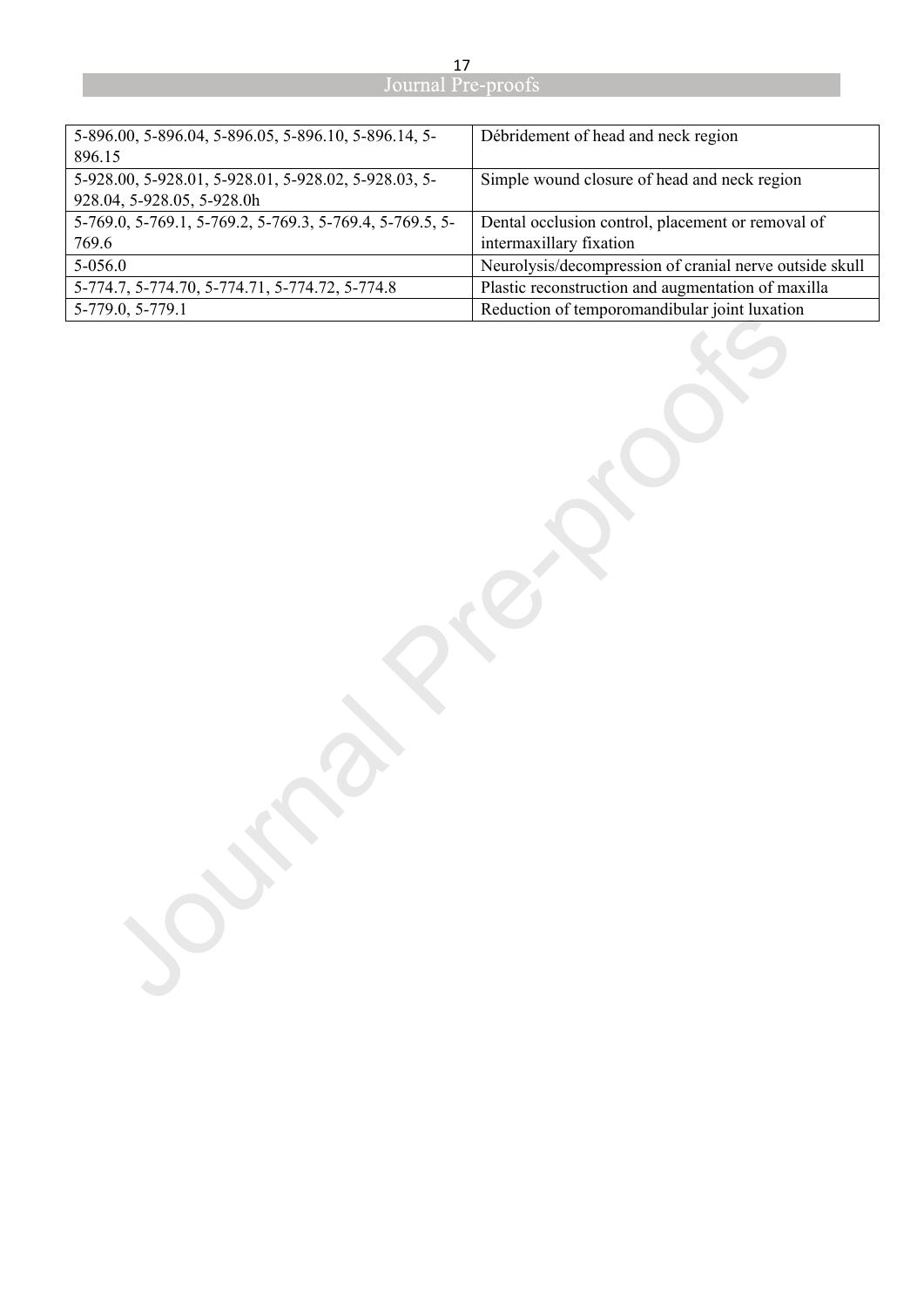| | |
|---|---|
| 5-896.00, 5-896.04, 5-896.05, 5-896.10, 5-896.14, 5-896.15 | Débridement of head and neck region |
| 5-928.00, 5-928.01, 5-928.01, 5-928.02, 5-928.03, 5-928.04, 5-928.05, 5-928.0h | Simple wound closure of head and neck region |
| 5-769.0, 5-769.1, 5-769.2, 5-769.3, 5-769.4, 5-769.5, 5-769.6 | Dental occlusion control, placement or removal of intermaxillary fixation |
| 5-056.0 | Neurolysis/decompression of cranial nerve outside skull |
| 5-774.7, 5-774.70, 5-774.71, 5-774.72, 5-774.8 | Plastic reconstruction and augmentation of maxilla |
| 5-779.0, 5-779.1 | Reduction of temporomandibular joint luxation |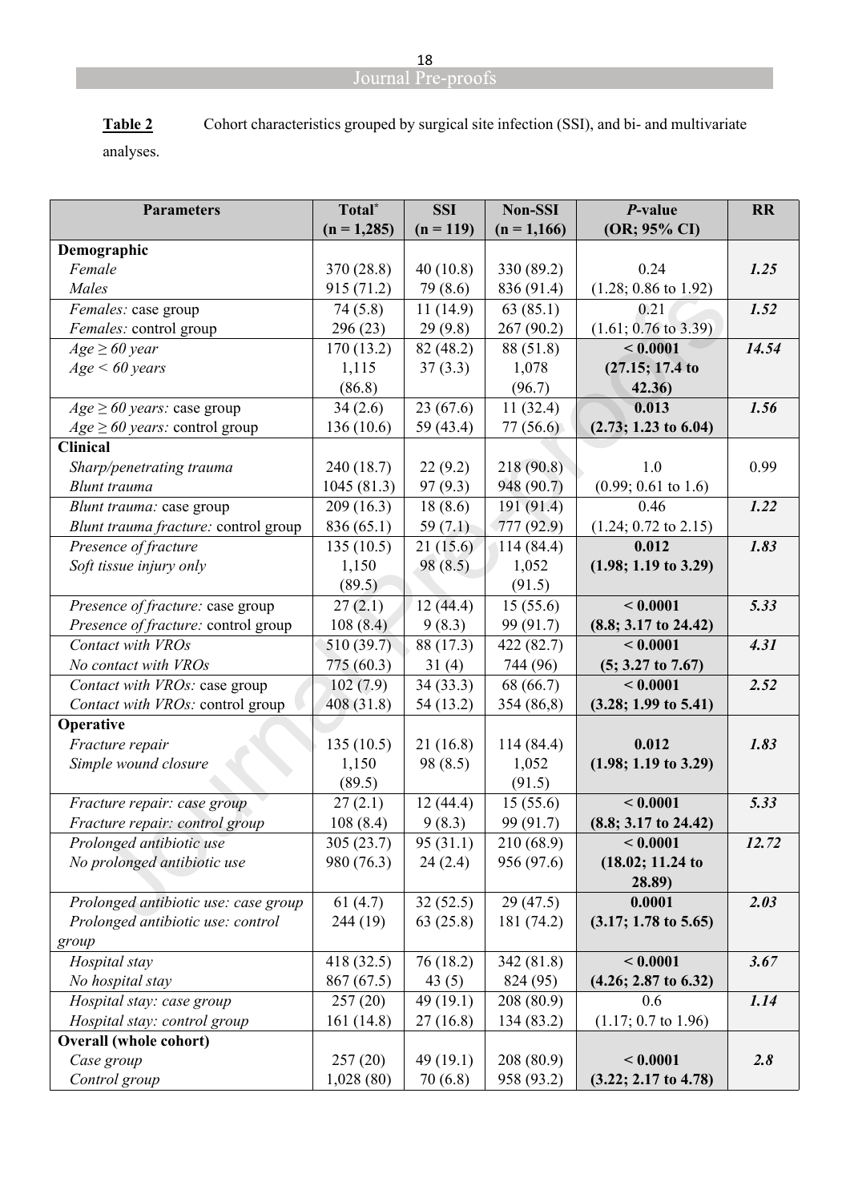**Table 2** Cohort characteristics grouped by surgical site infection (SSI), and bi- and multivariate analyses.

| Parameters | Total* (n = 1,285) | SSI (n = 119) | Non-SSI (n = 1,166) | *P*-value (OR; 95% CI) | RR |
|---|---|---|---|---|---|
| **Demographic** | | | | | |
| *Female* | 370 (28.8) | 40 (10.8) | 330 (89.2) | 0.24 | ***1.25*** |
| *Males* | 915 (71.2) | 79 (8.6) | 836 (91.4) | (1.28; 0.86 to 1.92) | |
| *Females:* case group | 74 (5.8) | 11 (14.9) | 63 (85.1) | 0.21 | ***1.52*** |
| *Females:* control group | 296 (23) | 29 (9.8) | 267 (90.2) | (1.61; 0.76 to 3.39) | |
| *Age ≥ 60 year* | 170 (13.2) | 82 (48.2) | 88 (51.8) | **< 0.0001** | ***14.54*** |
| *Age < 60 years* | 1,115 (86.8) | 37 (3.3) | 1,078 (96.7) | **(27.15; 17.4 to 42.36)** | |
| *Age ≥ 60 years:* case group | 34 (2.6) | 23 (67.6) | 11 (32.4) | **0.013** | ***1.56*** |
| *Age ≥ 60 years:* control group | 136 (10.6) | 59 (43.4) | 77 (56.6) | **(2.73; 1.23 to 6.04)** | |
| **Clinical** | | | | | |
| *Sharp/penetrating trauma* | 240 (18.7) | 22 (9.2) | 218 (90.8) | 1.0 | 0.99 |
| *Blunt trauma* | 1045 (81.3) | 97 (9.3) | 948 (90.7) | (0.99; 0.61 to 1.6) | |
| *Blunt trauma:* case group | 209 (16.3) | 18 (8.6) | 191 (91.4) | 0.46 | ***1.22*** |
| *Blunt trauma fracture:* control group | 836 (65.1) | 59 (7.1) | 777 (92.9) | (1.24; 0.72 to 2.15) | |
| *Presence of fracture* | 135 (10.5) | 21 (15.6) | 114 (84.4) | **0.012** | ***1.83*** |
| *Soft tissue injury only* | 1,150 (89.5) | 98 (8.5) | 1,052 (91.5) | **(1.98; 1.19 to 3.29)** | |
| *Presence of fracture:* case group | 27 (2.1) | 12 (44.4) | 15 (55.6) | **< 0.0001** | ***5.33*** |
| *Presence of fracture:* control group | 108 (8.4) | 9 (8.3) | 99 (91.7) | **(8.8; 3.17 to 24.42)** | |
| *Contact with VROs* | 510 (39.7) | 88 (17.3) | 422 (82.7) | **< 0.0001** | ***4.31*** |
| *No contact with VROs* | 775 (60.3) | 31 (4) | 744 (96) | **(5; 3.27 to 7.67)** | |
| *Contact with VROs:* case group | 102 (7.9) | 34 (33.3) | 68 (66.7) | **< 0.0001** | ***2.52*** |
| *Contact with VROs:* control group | 408 (31.8) | 54 (13.2) | 354 (86,8) | **(3.28; 1.99 to 5.41)** | |
| **Operative** | | | | | |
| *Fracture repair* | 135 (10.5) | 21 (16.8) | 114 (84.4) | **0.012** | ***1.83*** |
| *Simple wound closure* | 1,150 (89.5) | 98 (8.5) | 1,052 (91.5) | **(1.98; 1.19 to 3.29)** | |
| *Fracture repair: case group* | 27 (2.1) | 12 (44.4) | 15 (55.6) | **< 0.0001** | ***5.33*** |
| *Fracture repair: control group* | 108 (8.4) | 9 (8.3) | 99 (91.7) | **(8.8; 3.17 to 24.42)** | |
| *Prolonged antibiotic use* | 305 (23.7) | 95 (31.1) | 210 (68.9) | **< 0.0001** | ***12.72*** |
| *No prolonged antibiotic use* | 980 (76.3) | 24 (2.4) | 956 (97.6) | **(18.02; 11.24 to 28.89)** | |
| *Prolonged antibiotic use: case group* | 61 (4.7) | 32 (52.5) | 29 (47.5) | **0.0001** | ***2.03*** |
| *Prolonged antibiotic use: control group* | 244 (19) | 63 (25.8) | 181 (74.2) | **(3.17; 1.78 to 5.65)** | |
| *Hospital stay* | 418 (32.5) | 76 (18.2) | 342 (81.8) | **< 0.0001** | ***3.67*** |
| *No hospital stay* | 867 (67.5) | 43 (5) | 824 (95) | **(4.26; 2.87 to 6.32)** | |
| *Hospital stay: case group* | 257 (20) | 49 (19.1) | 208 (80.9) | 0.6 | ***1.14*** |
| *Hospital stay: control group* | 161 (14.8) | 27 (16.8) | 134 (83.2) | (1.17; 0.7 to 1.96) | |
| **Overall (whole cohort)** | | | | | |
| *Case group* | 257 (20) | 49 (19.1) | 208 (80.9) | **< 0.0001** | ***2.8*** |
| *Control group* | 1,028 (80) | 70 (6.8) | 958 (93.2) | **(3.22; 2.17 to 4.78)** | |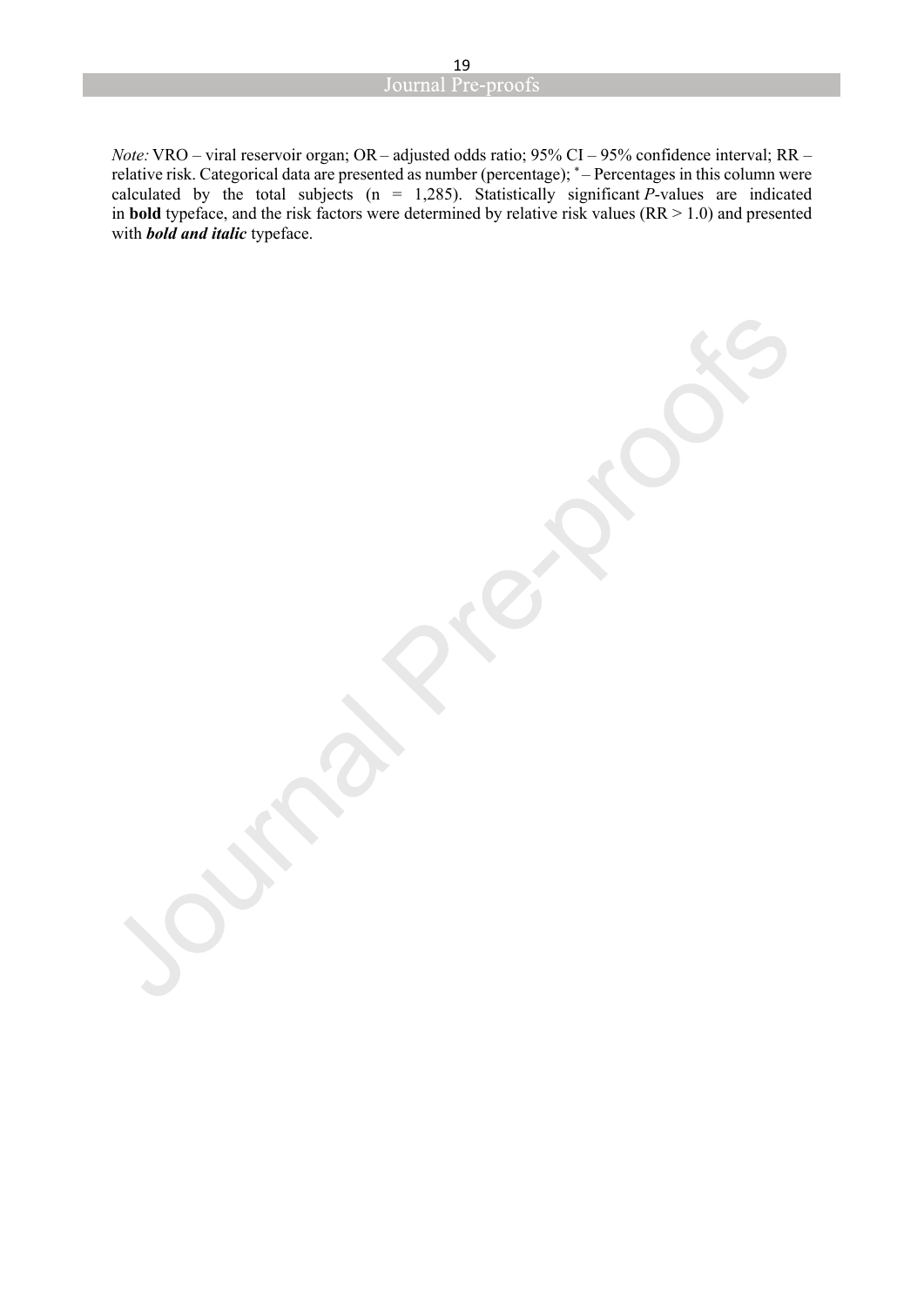*Note:* VRO – viral reservoir organ; OR – adjusted odds ratio; 95% CI – 95% confidence interval; RR – relative risk. Categorical data are presented as number (percentage); [*] – Percentages in this column were calculated by the total subjects (n = 1,285). Statistically significant *P*-values are indicated in **bold** typeface, and the risk factors were determined by relative risk values (RR > 1.0) and presented with ***bold and italic*** typeface.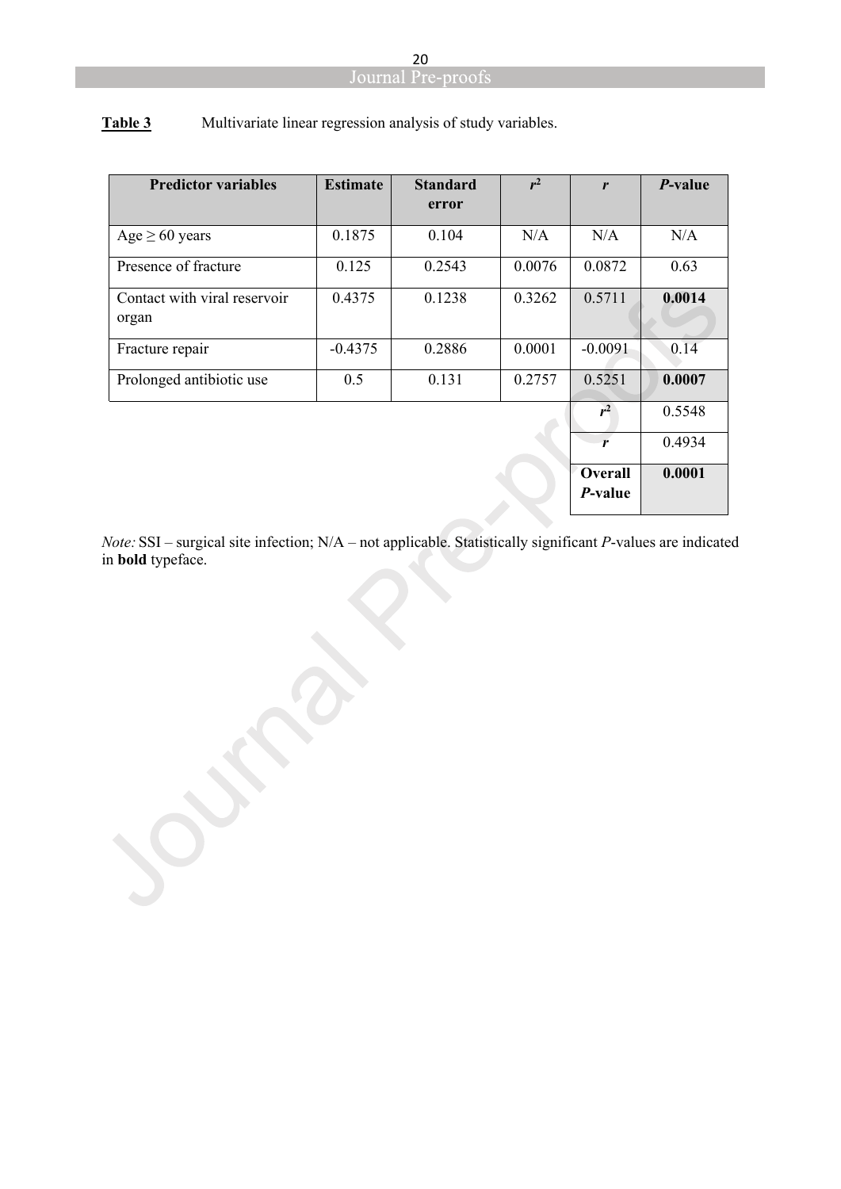**Table 3** Multivariate linear regression analysis of study variables.

| Predictor variables | Estimate | Standard error | $r^2$ | $r$ | *P*-value |
|---|---|---|---|---|---|
| Age ≥ 60 years | 0.1875 | 0.104 | N/A | N/A | N/A |
| Presence of fracture | 0.125 | 0.2543 | 0.0076 | 0.0872 | 0.63 |
| Contact with viral reservoir organ | 0.4375 | 0.1238 | 0.3262 | 0.5711 | **0.0014** |
| Fracture repair | -0.4375 | 0.2886 | 0.0001 | -0.0091 | 0.14 |
| Prolonged antibiotic use | 0.5 | 0.131 | 0.2757 | 0.5251 | **0.0007** |
| | | | | $r^2$ | 0.5548 |
| | | | | $r$ | 0.4934 |
| | | | | **Overall *P*-value** | **0.0001** |

*Note:* SSI – surgical site infection; N/A – not applicable. Statistically significant *P*-values are indicated in **bold** typeface.